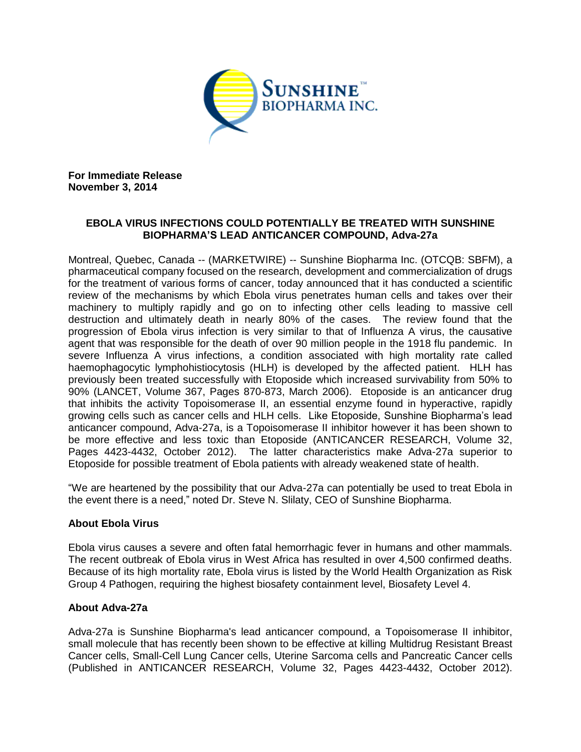**For Immediate Release**
**November 3, 2014**

## EBOLA VIRUS INFECTIONS COULD POTENTIALLY BE TREATED WITH SUNSHINE BIOPHARMA'S LEAD ANTICANCER COMPOUND, Adva-27a

Montreal, Quebec, Canada -- (MARKETWIRE) -- Sunshine Biopharma Inc. (OTCQB: SBFM), a pharmaceutical company focused on the research, development and commercialization of drugs for the treatment of various forms of cancer, today announced that it has conducted a scientific review of the mechanisms by which Ebola virus penetrates human cells and takes over their machinery to multiply rapidly and go on to infecting other cells leading to massive cell destruction and ultimately death in nearly 80% of the cases. The review found that the progression of Ebola virus infection is very similar to that of Influenza A virus, the causative agent that was responsible for the death of over 90 million people in the 1918 flu pandemic. In severe Influenza A virus infections, a condition associated with high mortality rate called haemophagocytic lymphohistiocytosis (HLH) is developed by the affected patient. HLH has previously been treated successfully with Etoposide which increased survivability from 50% to 90% (LANCET, Volume 367, Pages 870-873, March 2006). Etoposide is an anticancer drug that inhibits the activity Topoisomerase II, an essential enzyme found in hyperactive, rapidly growing cells such as cancer cells and HLH cells. Like Etoposide, Sunshine Biopharma's lead anticancer compound, Adva-27a, is a Topoisomerase II inhibitor however it has been shown to be more effective and less toxic than Etoposide (ANTICANCER RESEARCH, Volume 32, Pages 4423-4432, October 2012). The latter characteristics make Adva-27a superior to Etoposide for possible treatment of Ebola patients with already weakened state of health.

"We are heartened by the possibility that our Adva-27a can potentially be used to treat Ebola in the event there is a need," noted Dr. Steve N. Slilaty, CEO of Sunshine Biopharma.

### About Ebola Virus

Ebola virus causes a severe and often fatal hemorrhagic fever in humans and other mammals. The recent outbreak of Ebola virus in West Africa has resulted in over 4,500 confirmed deaths. Because of its high mortality rate, Ebola virus is listed by the World Health Organization as Risk Group 4 Pathogen, requiring the highest biosafety containment level, Biosafety Level 4.

### About Adva-27a

Adva-27a is Sunshine Biopharma's lead anticancer compound, a Topoisomerase II inhibitor, small molecule that has recently been shown to be effective at killing Multidrug Resistant Breast Cancer cells, Small-Cell Lung Cancer cells, Uterine Sarcoma cells and Pancreatic Cancer cells (Published in ANTICANCER RESEARCH, Volume 32, Pages 4423-4432, October 2012).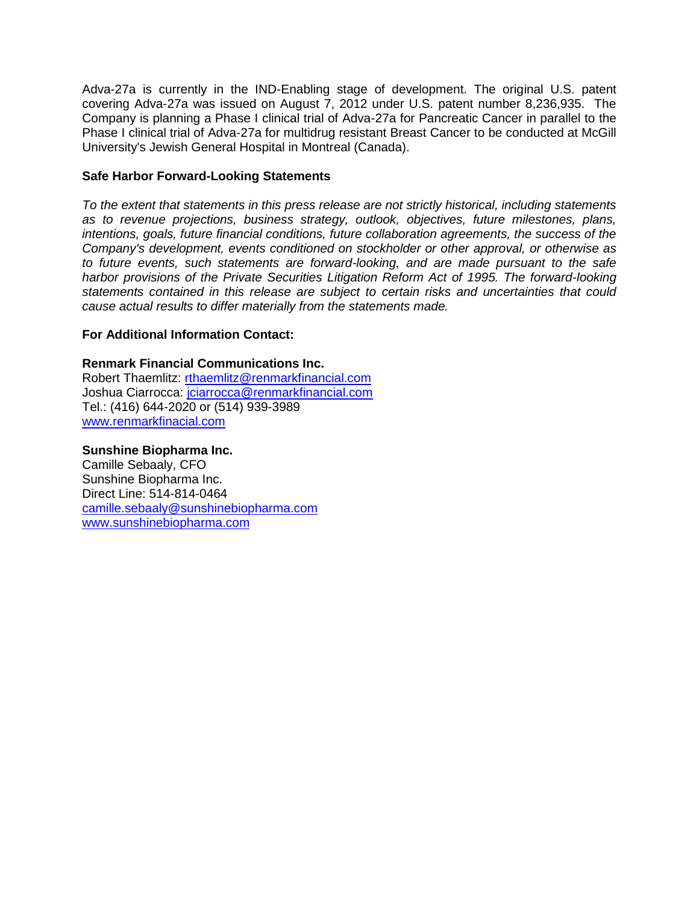Adva-27a is currently in the IND-Enabling stage of development. The original U.S. patent covering Adva-27a was issued on August 7, 2012 under U.S. patent number 8,236,935. The Company is planning a Phase I clinical trial of Adva-27a for Pancreatic Cancer in parallel to the Phase I clinical trial of Adva-27a for multidrug resistant Breast Cancer to be conducted at McGill University's Jewish General Hospital in Montreal (Canada).

**Safe Harbor Forward-Looking Statements**

*To the extent that statements in this press release are not strictly historical, including statements as to revenue projections, business strategy, outlook, objectives, future milestones, plans, intentions, goals, future financial conditions, future collaboration agreements, the success of the Company's development, events conditioned on stockholder or other approval, or otherwise as to future events, such statements are forward-looking, and are made pursuant to the safe harbor provisions of the Private Securities Litigation Reform Act of 1995. The forward-looking statements contained in this release are subject to certain risks and uncertainties that could cause actual results to differ materially from the statements made.*

**For Additional Information Contact:**

**Renmark Financial Communications Inc.**
Robert Thaemlitz: rthaemlitz@renmarkfinancial.com
Joshua Ciarrocca: jciarrocca@renmarkfinancial.com
Tel.: (416) 644-2020 or (514) 939-3989
www.renmarkfinacial.com

**Sunshine Biopharma Inc.**
Camille Sebaaly, CFO
Sunshine Biopharma Inc.
Direct Line: 514-814-0464
camille.sebaaly@sunshinebiopharma.com
www.sunshinebiopharma.com